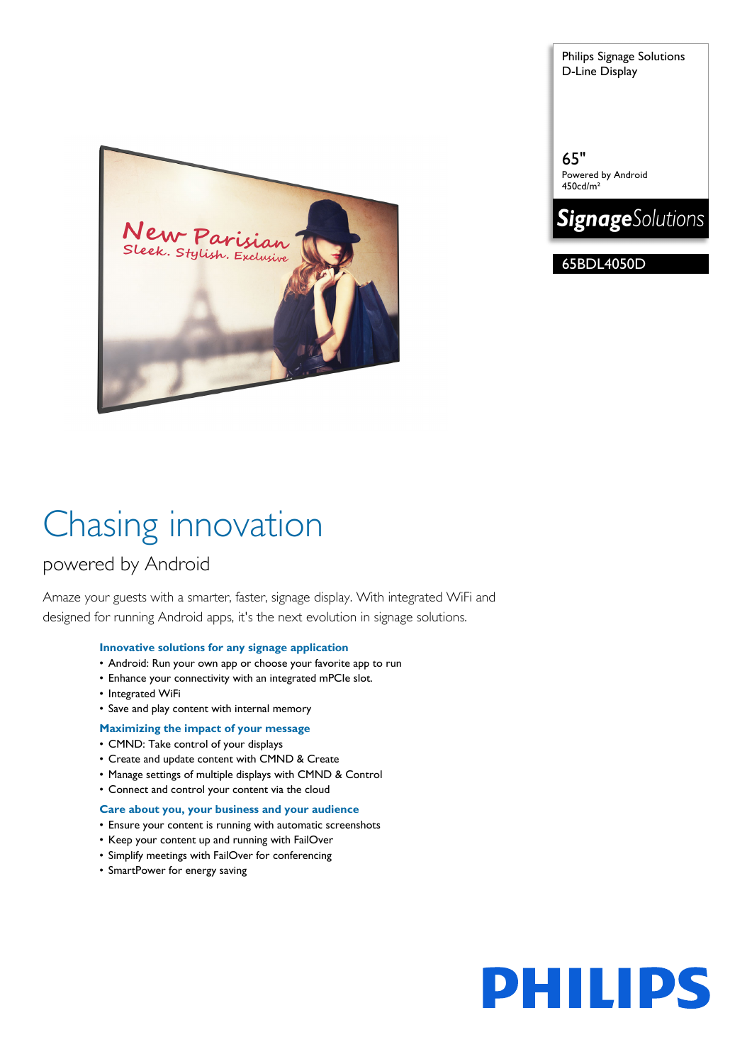Philips Signage Solutions
D-Line Display

65"
Powered by Android
450cd/m²

**SignageSolutions**

65BDL4050D

# Chasing innovation

## powered by Android

Amaze your guests with a smarter, faster, signage display. With integrated WiFi and designed for running Android apps, it's the next evolution in signage solutions.

### Innovative solutions for any signage application

- Android: Run your own app or choose your favorite app to run
- Enhance your connectivity with an integrated mPCIe slot.
- Integrated WiFi
- Save and play content with internal memory

### Maximizing the impact of your message

- CMND: Take control of your displays
- Create and update content with CMND & Create
- Manage settings of multiple displays with CMND & Control
- Connect and control your content via the cloud

### Care about you, your business and your audience

- Ensure your content is running with automatic screenshots
- Keep your content up and running with FailOver
- Simplify meetings with FailOver for conferencing
- SmartPower for energy saving

PHILIPS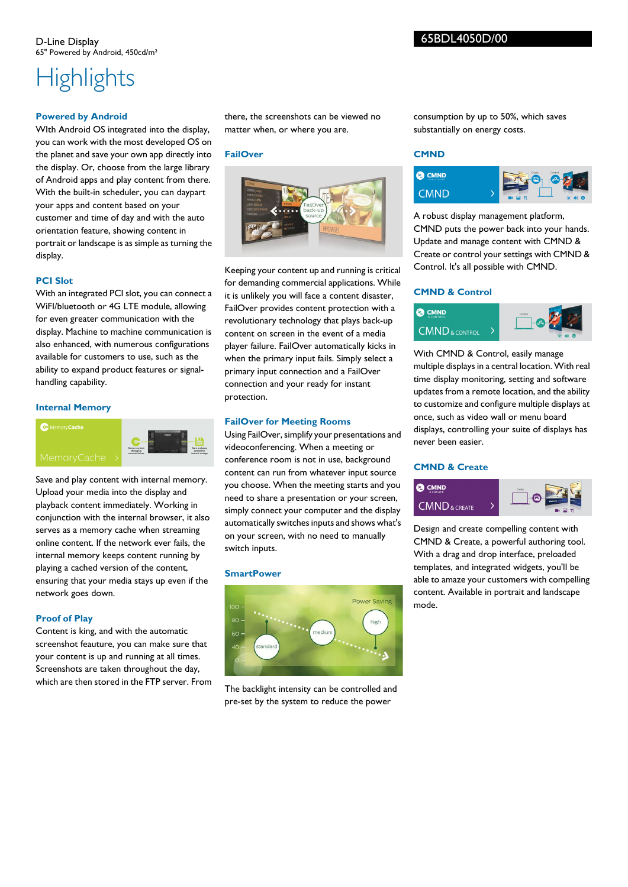D-Line Display
65" Powered by Android, 450cd/m²

65BDL4050D/00

# Highlights

### Powered by Android

WIth Android OS integrated into the display, you can work with the most developed OS on the planet and save your own app directly into the display. Or, choose from the large library of Android apps and play content from there. With the built-in scheduler, you can daypart your apps and content based on your customer and time of day and with the auto orientation feature, showing content in portrait or landscape is as simple as turning the display.

### PCI Slot

With an integrated PCI slot, you can connect a WiFI/bluetooth or 4G LTE module, allowing for even greater communication with the display. Machine to machine communication is also enhanced, with numerous configurations available for customers to use, such as the ability to expand product features or signal-handling capability.

### Internal Memory

Save and play content with internal memory. Upload your media into the display and playback content immediately. Working in conjunction with the internal browser, it also serves as a memory cache when streaming online content. If the network ever fails, the internal memory keeps content running by playing a cached version of the content, ensuring that your media stays up even if the network goes down.

### Proof of Play

Content is king, and with the automatic screenshot feauture, you can make sure that your content is up and running at all times. Screenshots are taken throughout the day, which are then stored in the FTP server. From there, the screenshots can be viewed no matter when, or where you are.

### FailOver

Keeping your content up and running is critical for demanding commercial applications. While it is unlikely you will face a content disaster, FailOver provides content protection with a revolutionary technology that plays back-up content on screen in the event of a media player failure. FailOver automatically kicks in when the primary input fails. Simply select a primary input connection and a FailOver connection and your ready for instant protection.

### FailOver for Meeting Rooms

Using FailOver, simplify your presentations and videoconferencing. When a meeting or conference room is not in use, background content can run from whatever input source you choose. When the meeting starts and you need to share a presentation or your screen, simply connect your computer and the display automatically switches inputs and shows what's on your screen, with no need to manually switch inputs.

### SmartPower

The backlight intensity can be controlled and pre-set by the system to reduce the power consumption by up to 50%, which saves substantially on energy costs.

### CMND

A robust display management platform, CMND puts the power back into your hands. Update and manage content with CMND & Create or control your settings with CMND & Control. It's all possible with CMND.

### CMND & Control

With CMND & Control, easily manage multiple displays in a central location. With real time display monitoring, setting and software updates from a remote location, and the ability to customize and configure multiple displays at once, such as video wall or menu board displays, controlling your suite of displays has never been easier.

### CMND & Create

Design and create compelling content with CMND & Create, a powerful authoring tool. With a drag and drop interface, preloaded templates, and integrated widgets, you'll be able to amaze your customers with compelling content. Available in portrait and landscape mode.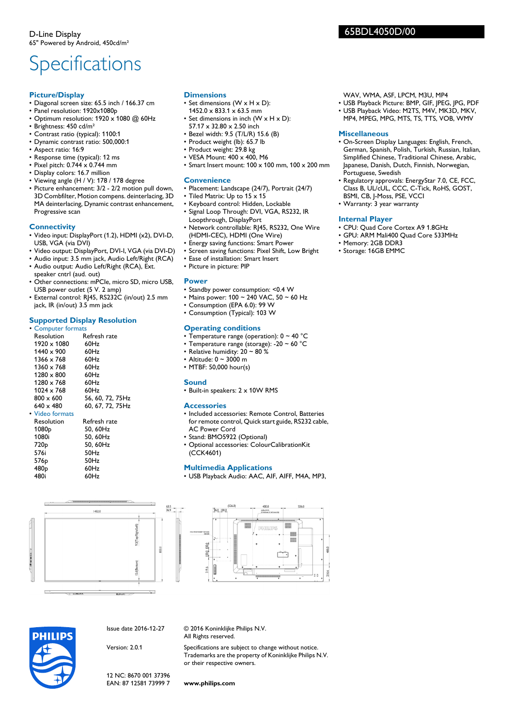D-Line Display
65" Powered by Android, 450cd/m²

65BDL4050D/00

# Specifications

## Picture/Display

- Diagonal screen size: 65.5 inch / 166.37 cm
- Panel resolution: 1920x1080p
- Optimum resolution: 1920 x 1080 @ 60Hz
- Brightness: 450 cd/m²
- Contrast ratio (typical): 1100:1
- Dynamic contrast ratio: 500,000:1
- Aspect ratio: 16:9
- Response time (typical): 12 ms
- Pixel pitch: 0.744 x 0.744 mm
- Display colors: 16.7 million
- Viewing angle (H / V): 178 / 178 degree
- Picture enhancement: 3/2 - 2/2 motion pull down, 3D Combfilter, Motion compens. deinterlacing, 3D MA deinterlacing, Dynamic contrast enhancement, Progressive scan

## Connectivity

- Video input: DisplayPort (1.2), HDMI (x2), DVI-D, USB, VGA (via DVI)
- Video output: DisplayPort, DVI-I, VGA (via DVI-D)
- Audio input: 3.5 mm jack, Audio Left/Right (RCA)
- Audio output: Audio Left/Right (RCA), Ext. speaker cntrl (aud. out)
- Other connections: mPCIe, micro SD, micro USB, USB power outlet (5 V. 2 amp)
- External control: RJ45, RS232C (in/out) 2.5 mm jack, IR (in/out) 3.5 mm jack

## Supported Display Resolution

- Computer formats

| Resolution | Refresh rate |
|---|---|
| 1920 x 1080 | 60Hz |
| 1440 x 900 | 60Hz |
| 1366 x 768 | 60Hz |
| 1360 x 768 | 60Hz |
| 1280 x 800 | 60Hz |
| 1280 x 768 | 60Hz |
| 1024 x 768 | 60Hz |
| 800 x 600 | 56, 60, 72, 75Hz |
| 640 x 480 | 60, 67, 72, 75Hz |

- Video formats

| Resolution | Refresh rate |
|---|---|
| 1080p | 50, 60Hz |
| 1080i | 50, 60Hz |
| 720p | 50, 60Hz |
| 576i | 50Hz |
| 576p | 50Hz |
| 480p | 60Hz |
| 480i | 60Hz |

## Dimensions

- Set dimensions (W x H x D): 1452.0 x 833.1 x 63.5 mm
- Set dimensions in inch (W x H x D): 57.17 x 32.80 x 2.50 inch
- Bezel width: 9.5 (T/L/R) 15.6 (B)
- Product weight (lb): 65.7 lb
- Product weight: 29.8 kg
- VESA Mount: 400 x 400, M6
- Smart Insert mount: 100 x 100 mm, 100 x 200 mm

## Convenience

- Placement: Landscape (24/7), Portrait (24/7)
- Tiled Matrix: Up to 15 x 15
- Keyboard control: Hidden, Lockable
- Signal Loop Through: DVI, VGA, RS232, IR Loopthrough, DisplayPort
- Network controllable: RJ45, RS232, One Wire (HDMI-CEC), HDMI (One Wire)
- Energy saving functions: Smart Power
- Screen saving functions: Pixel Shift, Low Bright
- Ease of installation: Smart Insert
- Picture in picture: PIP

## Power

- Standby power consumption: <0.4 W
- Mains power: 100 ~ 240 VAC, 50 ~ 60 Hz
- Consumption (EPA 6.0): 99 W
- Consumption (Typical): 103 W

## Operating conditions

- Temperature range (operation): 0 ~ 40 °C
- Temperature range (storage): -20 ~ 60 °C
- Relative humidity: 20 ~ 80 %
- Altitude: 0 ~ 3000 m
- MTBF: 50,000 hour(s)

## Sound

- Built-in speakers: 2 x 10W RMS

## Accessories

- Included accessories: Remote Control, Batteries for remote control, Quick start guide, RS232 cable, AC Power Cord
- Stand: BMO5922 (Optional)
- Optional accessories: ColourCalibrationKit (CCK4601)

## Multimedia Applications

- USB Playback Audio: AAC, AIF, AIFF, M4A, MP3, WAV, WMA, ASF, LPCM, M3U, MP4
- USB Playback Picture: BMP, GIF, JPEG, JPG, PDF
- USB Playback Video: M2TS, M4V, MK3D, MKV, MP4, MPEG, MPG, MTS, TS, TTS, VOB, WMV

## Miscellaneous

- On-Screen Display Languages: English, French, German, Spanish, Polish, Turkish, Russian, Italian, Simplified Chinese, Traditional Chinese, Arabic, Japanese, Danish, Dutch, Finnish, Norwegian, Portuguese, Swedish
- Regulatory approvals: EnergyStar 7.0, CE, FCC, Class B, UL/cUL, CCC, C-Tick, RoHS, GOST, BSMI, CB, J-Moss, PSE, VCCI
- Warranty: 3 year warranty

## Internal Player

- CPU: Quad Core Cortex A9 1.8GHz
- GPU: ARM Mali400 Quad Core 533MHz
- Memory: 2GB DDR3
- Storage: 16GB EMMC

Issue date 2016-12-27

Version: 2.0.1

12 NC: 8670 001 37396
EAN: 87 12581 73999 7

© 2016 Koninklijke Philips N.V.
All Rights reserved.

Specifications are subject to change without notice. Trademarks are the property of Koninklijke Philips N.V. or their respective owners.

www.philips.com